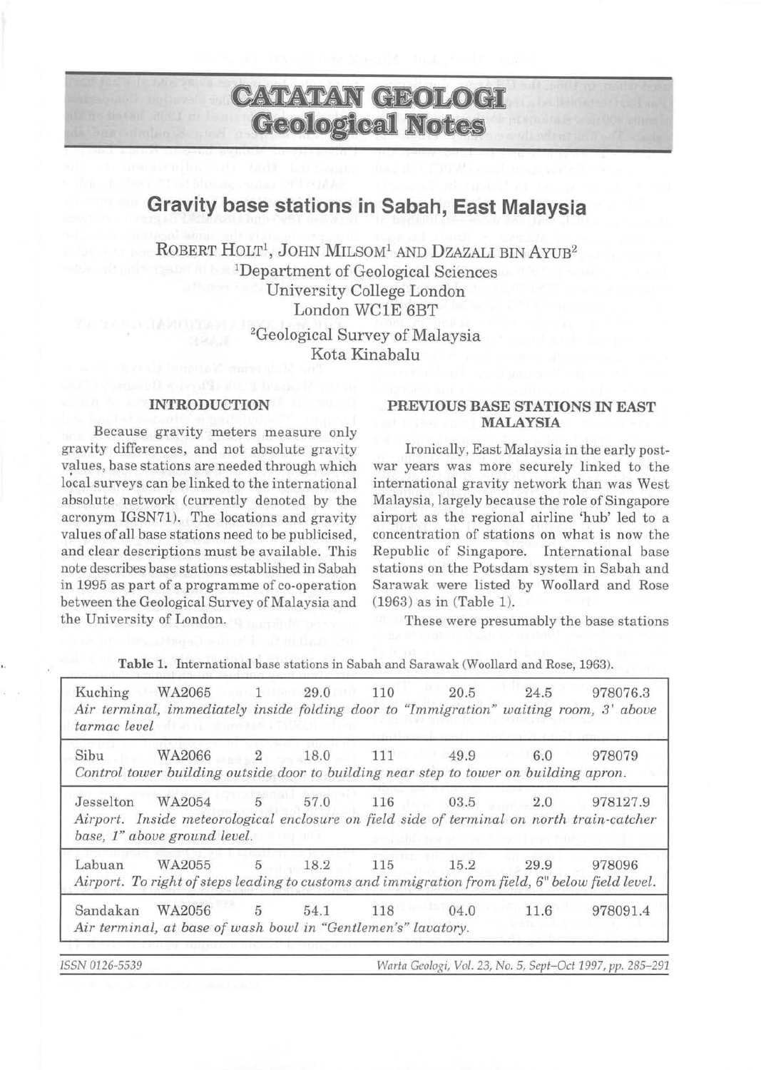# CATATAN GEOLOGI
## Geological Notes

# Gravity base stations in Sabah, East Malaysia

ROBERT HOLT[1], JOHN MILSOM[1] AND DZAZALI BIN AYUB[2]

[1]Department of Geological Sciences
University College London
London WC1E 6BT

[2]Geological Survey of Malaysia
Kota Kinabalu

## INTRODUCTION

Because gravity meters measure only gravity differences, and not absolute gravity values, base stations are needed through which local surveys can be linked to the international absolute network (currently denoted by the acronym IGSN71). The locations and gravity values of all base stations need to be publicised, and clear descriptions must be available. This note describes base stations established in Sabah in 1995 as part of a programme of co-operation between the Geological Survey of Malaysia and the University of London.

## PREVIOUS BASE STATIONS IN EAST MALAYSIA

Ironically, East Malaysia in the early post-war years was more securely linked to the international gravity network than was West Malaysia, largely because the role of Singapore airport as the regional airline 'hub' led to a concentration of stations on what is now the Republic of Singapore. International base stations on the Potsdam system in Sabah and Sarawak were listed by Woollard and Rose (1963) as in (Table 1).

These were presumably the base stations

Table 1. International base stations in Sabah and Sarawak (Woollard and Rose, 1963).

| | | | | | | | |
|---|---|---|---|---|---|---|---|
| Kuching | WA2065 | 1 | 29.0 | 110 | 20.5 | 24.5 | 978076.3 |
| *Air terminal, immediately inside folding door to "Immigration" waiting room, 3' above tarmac level* | | | | | | | |
| Sibu | WA2066 | 2 | 18.0 | 111 | 49.9 | 6.0 | 978079 |
| *Control tower building outside door to building near step to tower on building apron.* | | | | | | | |
| Jesselton | WA2054 | 5 | 57.0 | 116 | 03.5 | 2.0 | 978127.9 |
| *Airport. Inside meteorological enclosure on field side of terminal on north train-catcher base, 1" above ground level.* | | | | | | | |
| Labuan | WA2055 | 5 | 18.2 | 115 | 15.2 | 29.9 | 978096 |
| *Airport. To right of steps leading to customs and immigration from field, 6" below field level.* | | | | | | | |
| Sandakan | WA2056 | 5 | 54.1 | 118 | 04.0 | 11.6 | 978091.4 |
| *Air terminal, at base of wash bowl in "Gentlemen's" lavatory.* | | | | | | | |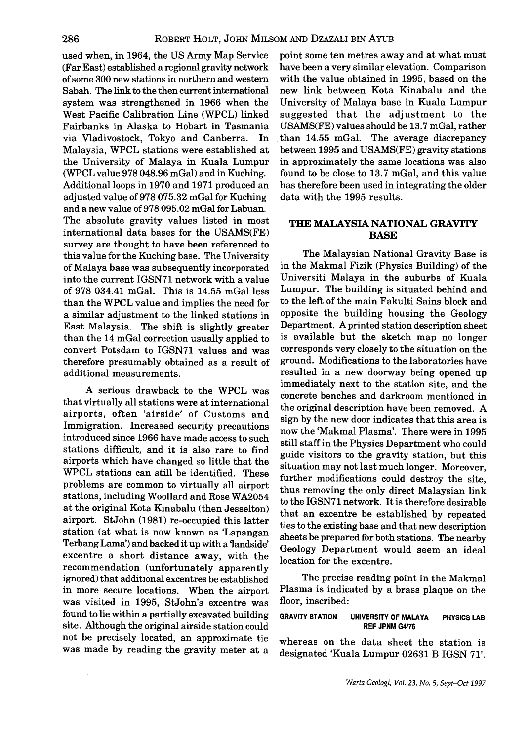used when, in 1964, the US Army Map Service (Far East) established a regional gravity network of some 300 new stations in northern and western Sabah. The link to the then current international system was strengthened in 1966 when the West Pacific Calibration Line (WPCL) linked Fairbanks in Alaska to Hobart in Tasmania via Vladivostock, Tokyo and Canberra. In Malaysia, WPCL stations were established at the University of Malaya in Kuala Lumpur (WPCL value 978 048.96 mGal) and in Kuching. Additional loops in 1970 and 1971 produced an adjusted value of 978 075.32 mGal for Kuching and a new value of 978 095.02 mGal for Labuan. The absolute gravity values listed in most international data bases for the USAMS(FE) survey are thought to have been referenced to this value for the Kuching base. The University of Malaya base was subsequently incorporated into the current IGSN71 network with a value of 978 034.41 mGal. This is 14.55 mGal less than the WPCL value and implies the need for a similar adjustment to the linked stations in East Malaysia. The shift is slightly greater than the 14 mGal correction usually applied to convert Potsdam to IGSN71 values and was therefore presumably obtained as a result of additional measurements.

A serious drawback to the WPCL was that virtually all stations were at international airports, often 'airside' of Customs and Immigration. Increased security precautions introduced since 1966 have made access to such stations difficult, and it is also rare to find airports which have changed so little that the WPCL stations can still be identified. These problems are common to virtually all airport stations, including Woollard and Rose WA2054 at the original Kota Kinabalu (then Jesselton) airport. StJohn (1981) re-occupied this latter station (at what is now known as 'Lapangan Terbang Lama') and backed it up with a 'landside' excentre a short distance away, with the recommendation (unfortunately apparently ignored) that additional excentres be established in more secure locations. When the airport was visited in 1995, StJohn's excentre was found to lie within a partially excavated building site. Although the original airside station could not be precisely located, an approximate tie was made by reading the gravity meter at a point some ten metres away and at what must have been a very similar elevation. Comparison with the value obtained in 1995, based on the new link between Kota Kinabalu and the University of Malaya base in Kuala Lumpur suggested that the adjustment to the USAMS(FE) values should be 13.7 mGal, rather than 14.55 mGal. The average discrepancy between 1995 and USAMS(FE) gravity stations in approximately the same locations was also found to be close to 13.7 mGal, and this value has therefore been used in integrating the older data with the 1995 results.

## THE MALAYSIA NATIONAL GRAVITY BASE

The Malaysian National Gravity Base is in the Makmal Fizik (Physics Building) of the Universiti Malaya in the suburbs of Kuala Lumpur. The building is situated behind and to the left of the main Fakulti Sains block and opposite the building housing the Geology Department. A printed station description sheet is available but the sketch map no longer corresponds very closely to the situation on the ground. Modifications to the laboratories have resulted in a new doorway being opened up immediately next to the station site, and the concrete benches and darkroom mentioned in the original description have been removed. A sign by the new door indicates that this area is now the 'Makmal Plasma'. There were in 1995 still staff in the Physics Department who could guide visitors to the gravity station, but this situation may not last much longer. Moreover, further modifications could destroy the site, thus removing the only direct Malaysian link to the IGSN71 network. It is therefore desirable that an excentre be established by repeated ties to the existing base and that new description sheets be prepared for both stations. The nearby Geology Department would seem an ideal location for the excentre.

The precise reading point in the Makmal Plasma is indicated by a brass plaque on the floor, inscribed:

**GRAVITY STATION UNIVERSITY OF MALAYA PHYSICS LAB REF JPNM G4/76**

whereas on the data sheet the station is designated 'Kuala Lumpur 02631 B IGSN 71'.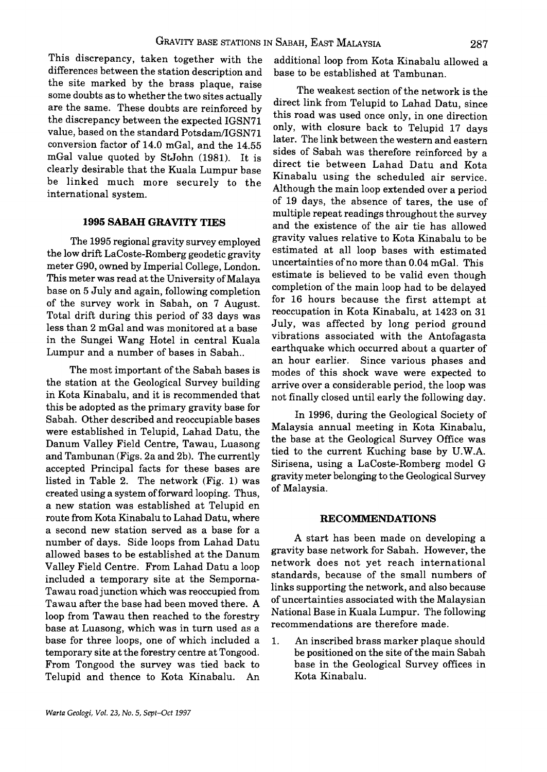This discrepancy, taken together with the differences between the station description and the site marked by the brass plaque, raise some doubts as to whether the two sites actually are the same. These doubts are reinforced by the discrepancy between the expected IGSN71 value, based on the standard Potsdam/IGSN71 conversion factor of 14.0 mGal, and the 14.55 mGal value quoted by StJohn (1981). It is clearly desirable that the Kuala Lumpur base be linked much more securely to the international system.

## 1995 SABAH GRAVITY TIES

The 1995 regional gravity survey employed the low drift LaCoste-Romberg geodetic gravity meter G90, owned by Imperial College, London. This meter was read at the University of Malaya base on 5 July and again, following completion of the survey work in Sabah, on 7 August. Total drift during this period of 33 days was less than 2 mGal and was monitored at a base in the Sungei Wang Hotel in central Kuala Lumpur and a number of bases in Sabah..

The most important of the Sabah bases is the station at the Geological Survey building in Kota Kinabalu, and it is recommended that this be adopted as the primary gravity base for Sabah. Other described and reoccupiable bases were established in Telupid, Lahad Datu, the Danum Valley Field Centre, Tawau, Luasong and Tambunan (Figs. 2a and 2b). The currently accepted Principal facts for these bases are listed in Table 2. The network (Fig. 1) was created using a system of forward looping. Thus, a new station was established at Telupid en route from Kota Kinabalu to Lahad Datu, where a second new station served as a base for a number of days. Side loops from Lahad Datu allowed bases to be established at the Danum Valley Field Centre. From Lahad Datu a loop included a temporary site at the Semporna-Tawau road junction which was reoccupied from Tawau after the base had been moved there. A loop from Tawau then reached to the forestry base at Luasong, which was in turn used as a base for three loops, one of which included a temporary site at the forestry centre at Tongood. From Tongood the survey was tied back to Telupid and thence to Kota Kinabalu. An additional loop from Kota Kinabalu allowed a base to be established at Tambunan.

The weakest section of the network is the direct link from Telupid to Lahad Datu, since this road was used once only, in one direction only, with closure back to Telupid 17 days later. The link between the western and eastern sides of Sabah was therefore reinforced by a direct tie between Lahad Datu and Kota Kinabalu using the scheduled air service. Although the main loop extended over a period of 19 days, the absence of tares, the use of multiple repeat readings throughout the survey and the existence of the air tie has allowed gravity values relative to Kota Kinabalu to be estimated at all loop bases with estimated uncertainties of no more than 0.04 mGal. This estimate is believed to be valid even though completion of the main loop had to be delayed for 16 hours because the first attempt at reoccupation in Kota Kinabalu, at 1423 on 31 July, was affected by long period ground vibrations associated with the Antofagasta earthquake which occurred about a quarter of an hour earlier. Since various phases and modes of this shock wave were expected to arrive over a considerable period, the loop was not finally closed until early the following day.

In 1996, during the Geological Society of Malaysia annual meeting in Kota Kinabalu, the base at the Geological Survey Office was tied to the current Kuching base by U.W.A. Sirisena, using a LaCoste-Romberg model G gravity meter belonging to the Geological Survey of Malaysia.

## RECOMMENDATIONS

A start has been made on developing a gravity base network for Sabah. However, the network does not yet reach international standards, because of the small numbers of links supporting the network, and also because of uncertainties associated with the Malaysian National Base in Kuala Lumpur. The following recommendations are therefore made.

1. An inscribed brass marker plaque should be positioned on the site of the main Sabah base in the Geological Survey offices in Kota Kinabalu.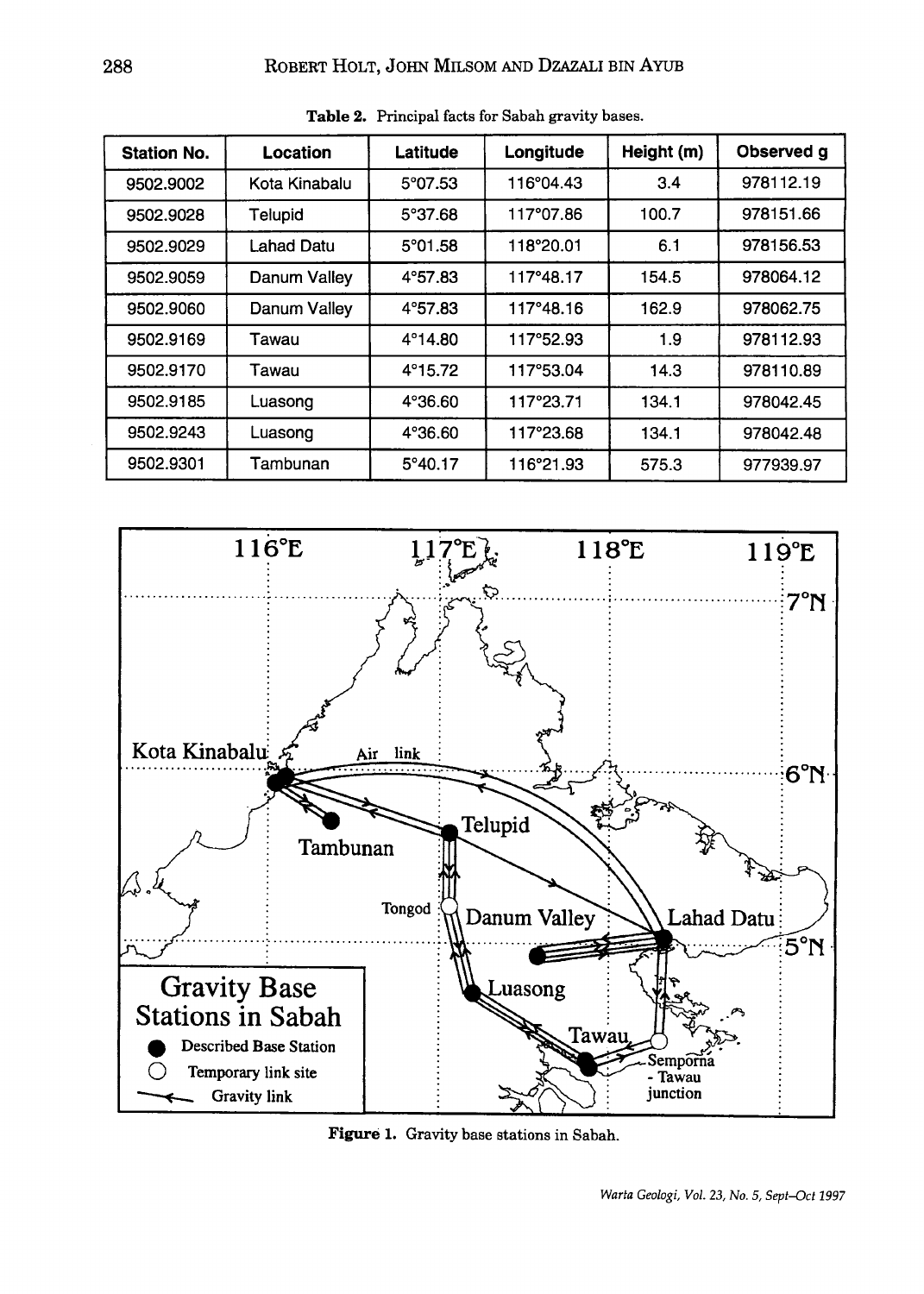**Table 2.** Principal facts for Sabah gravity bases.

| Station No. | Location | Latitude | Longitude | Height (m) | Observed g |
|---|---|---|---|---|---|
| 9502.9002 | Kota Kinabalu | 5°07.53 | 116°04.43 | 3.4 | 978112.19 |
| 9502.9028 | Telupid | 5°37.68 | 117°07.86 | 100.7 | 978151.66 |
| 9502.9029 | Lahad Datu | 5°01.58 | 118°20.01 | 6.1 | 978156.53 |
| 9502.9059 | Danum Valley | 4°57.83 | 117°48.17 | 154.5 | 978064.12 |
| 9502.9060 | Danum Valley | 4°57.83 | 117°48.16 | 162.9 | 978062.75 |
| 9502.9169 | Tawau | 4°14.80 | 117°52.93 | 1.9 | 978112.93 |
| 9502.9170 | Tawau | 4°15.72 | 117°53.04 | 14.3 | 978110.89 |
| 9502.9185 | Luasong | 4°36.60 | 117°23.71 | 134.1 | 978042.45 |
| 9502.9243 | Luasong | 4°36.60 | 117°23.68 | 134.1 | 978042.48 |
| 9502.9301 | Tambunan | 5°40.17 | 116°21.93 | 575.3 | 977939.97 |

**Figure 1.** Gravity base stations in Sabah.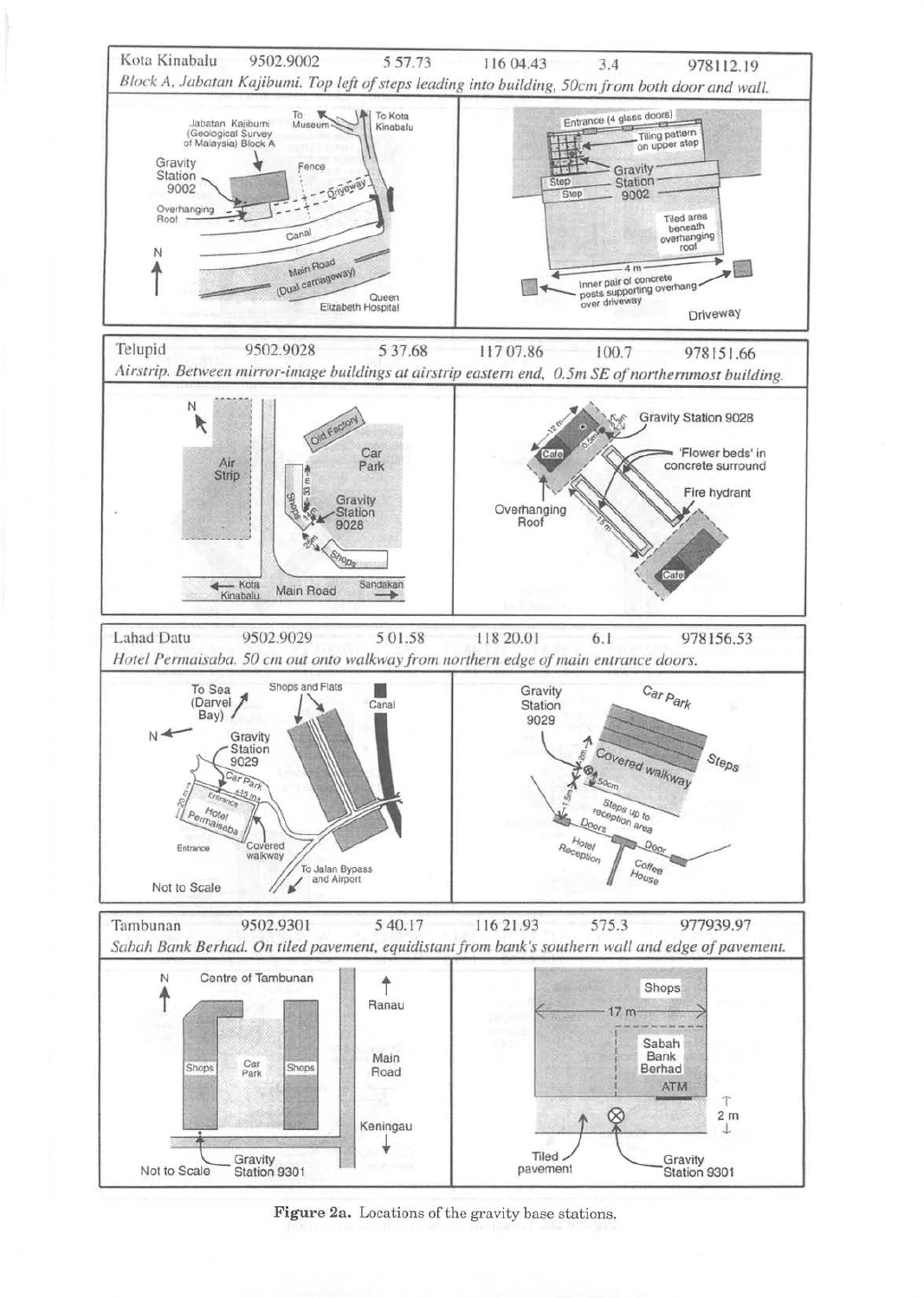Kota Kinabalu 9502.9002 5 57.73 116 04.43 3.4 978112.19

*Block A, Jabatan Kajibumi. Top left of steps leading into building, 50cm from both door and wall.*

Telupid 9502.9028 5 37.68 117 07.86 100.7 978151.66

*Airstrip. Between mirror-image buildings at airstrip eastern end, 0.5m SE of northernmost building.*

Lahad Datu 9502.9029 5 01.58 118 20.01 6.1 978156.53

*Hotel Permaisaba. 50 cm out onto walkway from northern edge of main entrance doors.*

Tambunan 9502.9301 5 40.17 116 21.93 575.3 977939.97

*Sabah Bank Berhad. On tiled pavement, equidistant from bank's southern wall and edge of pavement.*

**Figure 2a.** Locations of the gravity base stations.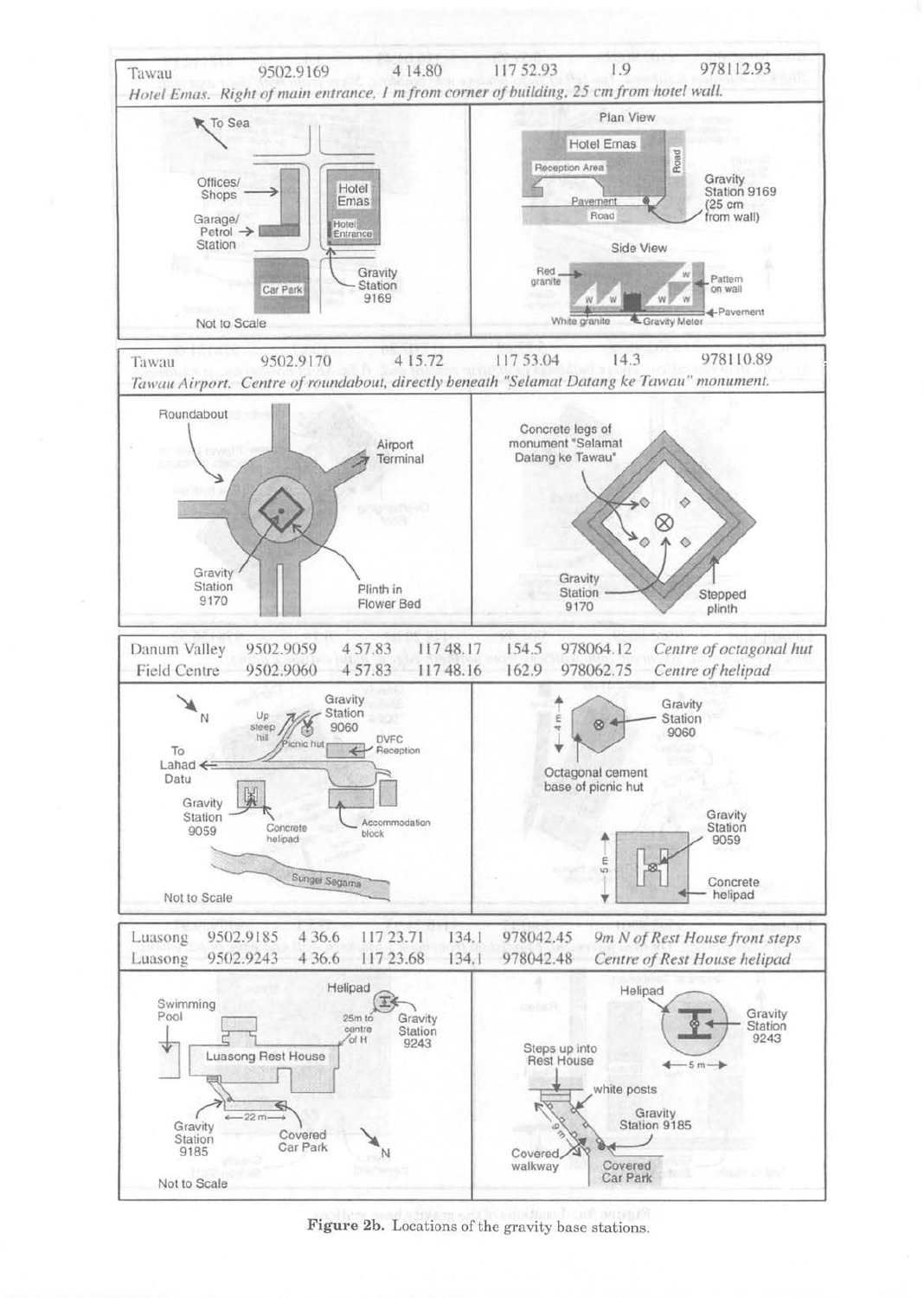| | | | | | |
|---|---|---|---|---|---|
| Tawau | 9502.9169 | 4 14.80 | 117 52.93 | 1.9 | 978112.93 |

*Hotel Emas. Right of main entrance, 1 m from corner of building, 25 cm from hotel wall.*

| | | | | | |
|---|---|---|---|---|---|
| Tawau | 9502.9170 | 4 15.72 | 117 53.04 | 14.3 | 978110.89 |

*Tawau Airport. Centre of roundabout, directly beneath "Selamat Datang ke Tawau" monument.*

| | | | | | | |
|---|---|---|---|---|---|---|
| Danum Valley | 9502.9059 | 4 57.83 | 117 48.17 | 154.5 | 978064.12 | *Centre of octagonal hut* |
| Field Centre | 9502.9060 | 4 57.83 | 117 48.16 | 162.9 | 978062.75 | *Centre of helipad* |

| | | | | | | |
|---|---|---|---|---|---|---|
| Luasong | 9502.9185 | 4 36.6 | 117 23.71 | 134.1 | 978042.45 | *9m N of Rest House front steps* |
| Luasong | 9502.9243 | 4 36.6 | 117 23.68 | 134.1 | 978042.48 | *Centre of Rest House helipad* |

**Figure 2b.** Locations of the gravity base stations.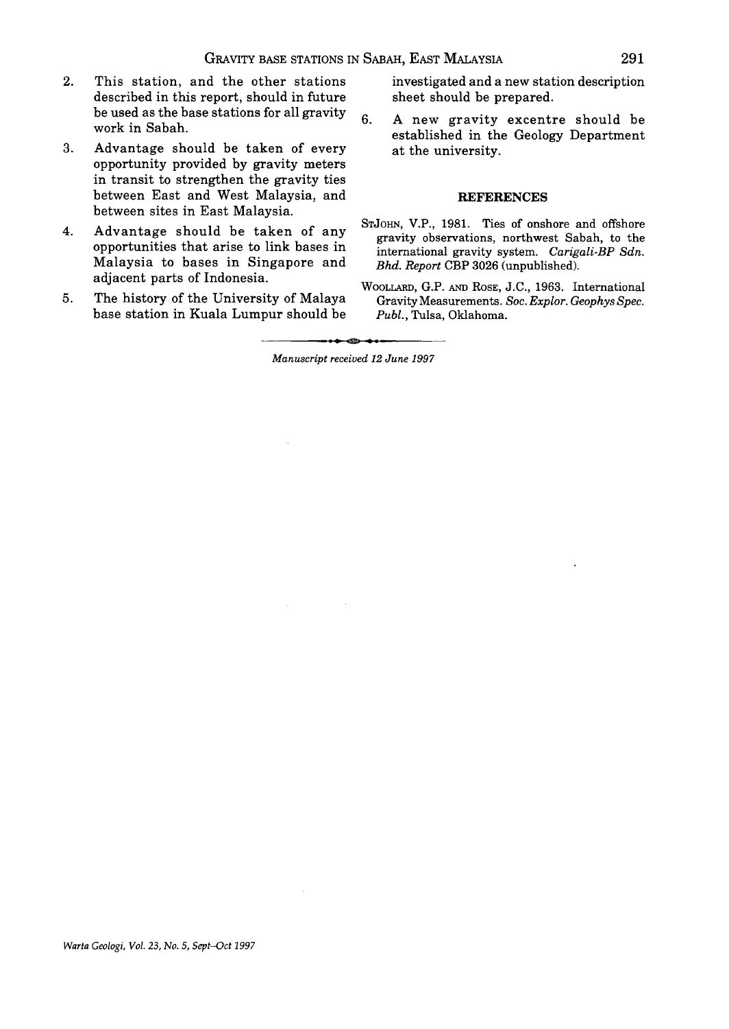2. This station, and the other stations described in this report, should in future be used as the base stations for all gravity work in Sabah.
3. Advantage should be taken of every opportunity provided by gravity meters in transit to strengthen the gravity ties between East and West Malaysia, and between sites in East Malaysia.
4. Advantage should be taken of any opportunities that arise to link bases in Malaysia to bases in Singapore and adjacent parts of Indonesia.
5. The history of the University of Malaya base station in Kuala Lumpur should be investigated and a new station description sheet should be prepared.
6. A new gravity excentre should be established in the Geology Department at the university.

## REFERENCES

StJohn, V.P., 1981. Ties of onshore and offshore gravity observations, northwest Sabah, to the international gravity system. *Carigali-BP Sdn. Bhd. Report* CBP 3026 (unpublished).

Woollard, G.P. and Rose, J.C., 1963. International Gravity Measurements. *Soc. Explor. Geophys Spec. Publ.*, Tulsa, Oklahoma.

*Manuscript received 12 June 1997*